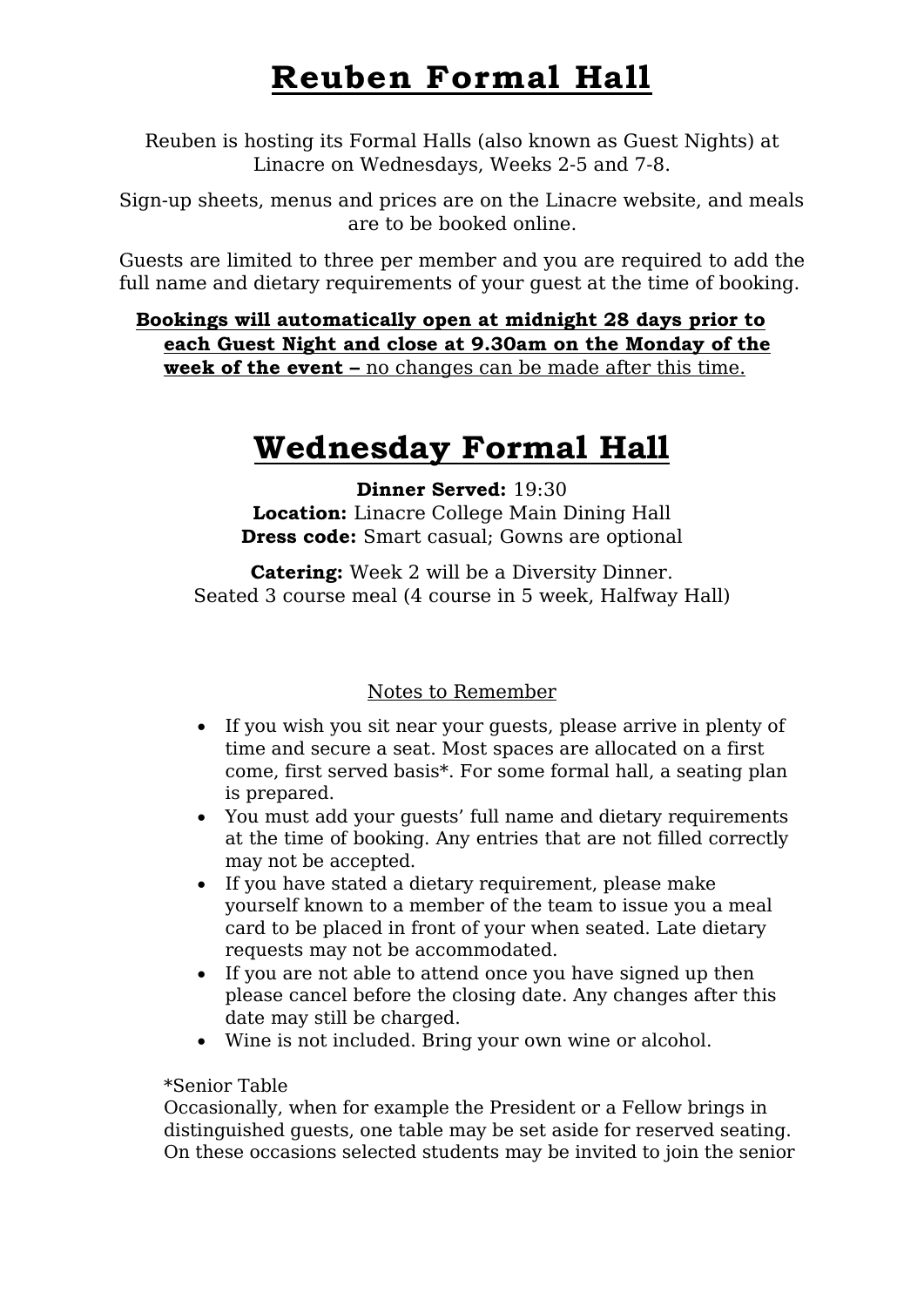# Reuben Formal Hall

Reuben is hosting its Formal Halls (also known as Guest Nights) at Linacre on Wednesdays, Weeks 2-5 and 7-8.

Sign-up sheets, menus and prices are on the Linacre website, and meals are to be booked online.

Guests are limited to three per member and you are required to add the full name and dietary requirements of your guest at the time of booking.

**Bookings will automatically open at midnight 28 days prior to each Guest Night and close at 9.30am on the Monday of the week of the event –** no changes can be made after this time.

# Wednesday Formal Hall

**Dinner Served:** 19:30
**Location:** Linacre College Main Dining Hall
**Dress code:** Smart casual; Gowns are optional

**Catering:** Week 2 will be a Diversity Dinner.
Seated 3 course meal (4 course in 5 week, Halfway Hall)

Notes to Remember

- If you wish you sit near your guests, please arrive in plenty of time and secure a seat. Most spaces are allocated on a first come, first served basis*. For some formal hall, a seating plan is prepared.
- You must add your guests' full name and dietary requirements at the time of booking. Any entries that are not filled correctly may not be accepted.
- If you have stated a dietary requirement, please make yourself known to a member of the team to issue you a meal card to be placed in front of your when seated. Late dietary requests may not be accommodated.
- If you are not able to attend once you have signed up then please cancel before the closing date. Any changes after this date may still be charged.
- Wine is not included. Bring your own wine or alcohol.

*Senior Table
Occasionally, when for example the President or a Fellow brings in distinguished guests, one table may be set aside for reserved seating. On these occasions selected students may be invited to join the senior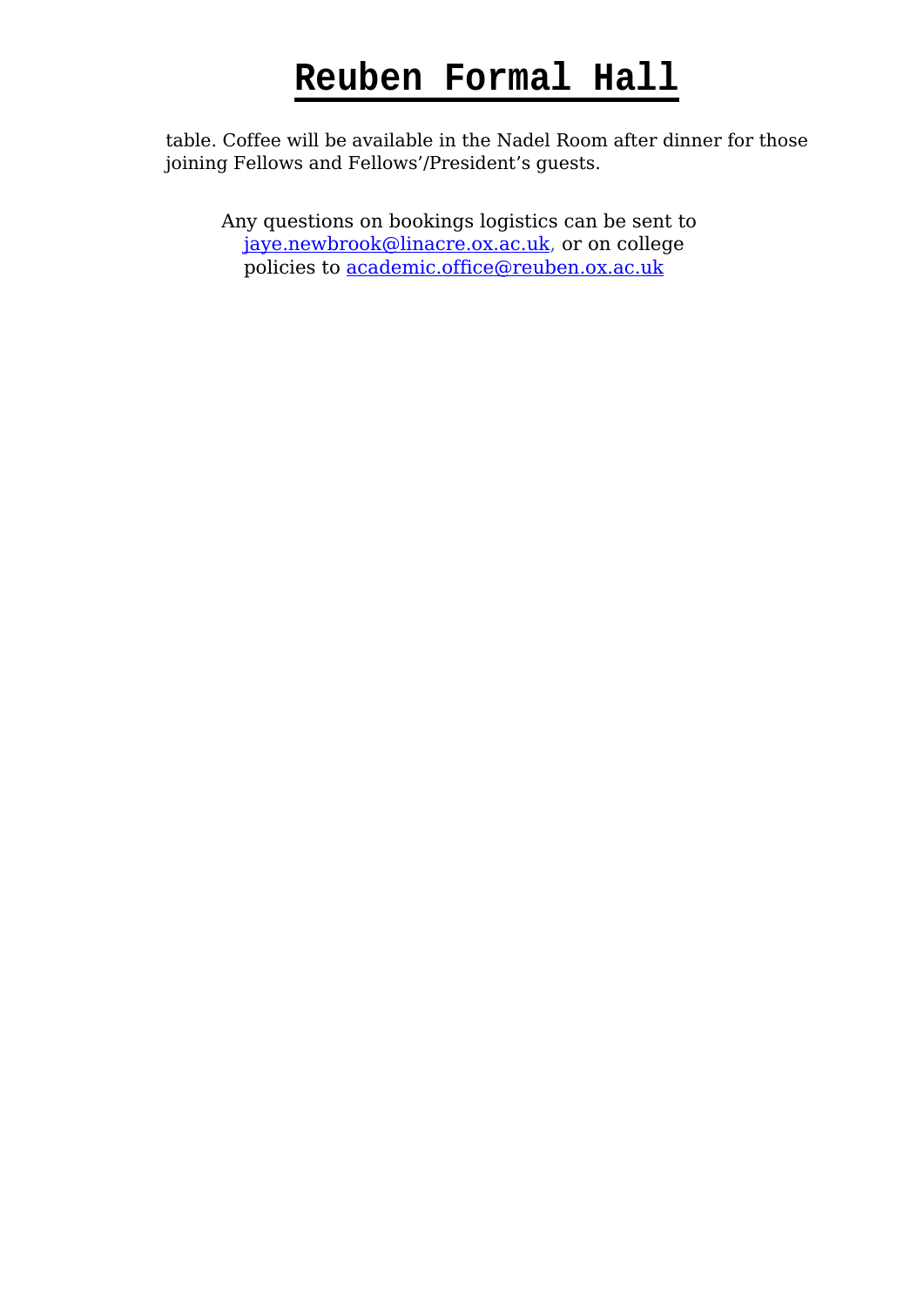table. Coffee will be available in the Nadel Room after dinner for those joining Fellows and Fellows'/President's guests.

Any questions on bookings logistics can be sent to jaye.newbrook@linacre.ox.ac.uk, or on college policies to academic.office@reuben.ox.ac.uk